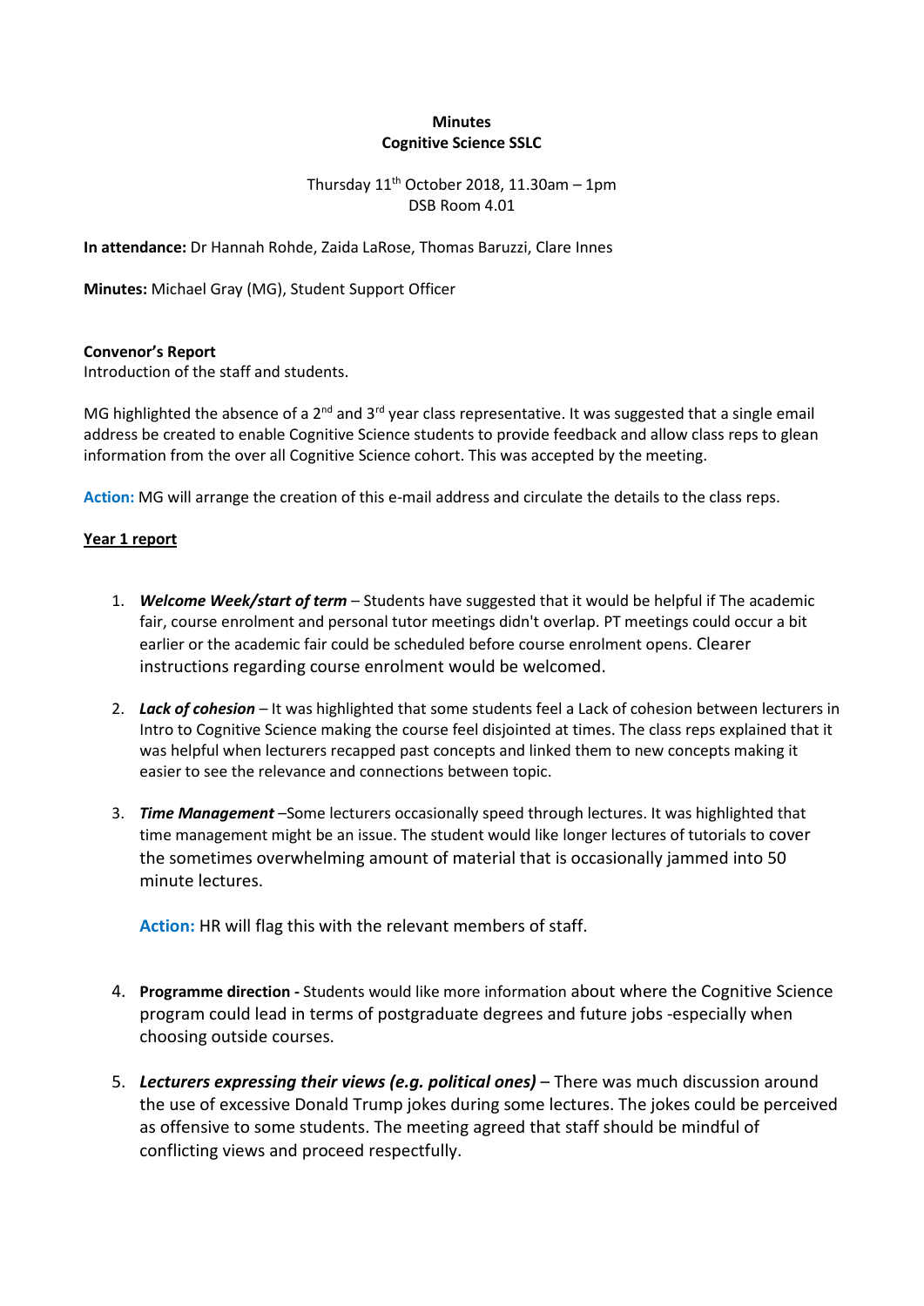**Minutes**
**Cognitive Science SSLC**

Thursday 11th October 2018, 11.30am – 1pm
DSB Room 4.01

**In attendance:** Dr Hannah Rohde, Zaida LaRose, Thomas Baruzzi, Clare Innes

**Minutes:** Michael Gray (MG), Student Support Officer

**Convenor's Report**
Introduction of the staff and students.

MG highlighted the absence of a 2nd and 3rd year class representative. It was suggested that a single email address be created to enable Cognitive Science students to provide feedback and allow class reps to glean information from the over all Cognitive Science cohort. This was accepted by the meeting.

**Action:** MG will arrange the creation of this e-mail address and circulate the details to the class reps.

**Year 1 report**

1. ***Welcome Week/start of term*** – Students have suggested that it would be helpful if The academic fair, course enrolment and personal tutor meetings didn't overlap. PT meetings could occur a bit earlier or the academic fair could be scheduled before course enrolment opens. Clearer instructions regarding course enrolment would be welcomed.

2. ***Lack of cohesion*** – It was highlighted that some students feel a Lack of cohesion between lecturers in Intro to Cognitive Science making the course feel disjointed at times. The class reps explained that it was helpful when lecturers recapped past concepts and linked them to new concepts making it easier to see the relevance and connections between topic.

3. ***Time Management*** –Some lecturers occasionally speed through lectures. It was highlighted that time management might be an issue. The student would like longer lectures of tutorials to cover the sometimes overwhelming amount of material that is occasionally jammed into 50 minute lectures.

   **Action:** HR will flag this with the relevant members of staff.

4. **Programme direction -** Students would like more information about where the Cognitive Science program could lead in terms of postgraduate degrees and future jobs -especially when choosing outside courses.

5. ***Lecturers expressing their views (e.g. political ones)*** – There was much discussion around the use of excessive Donald Trump jokes during some lectures. The jokes could be perceived as offensive to some students. The meeting agreed that staff should be mindful of conflicting views and proceed respectfully.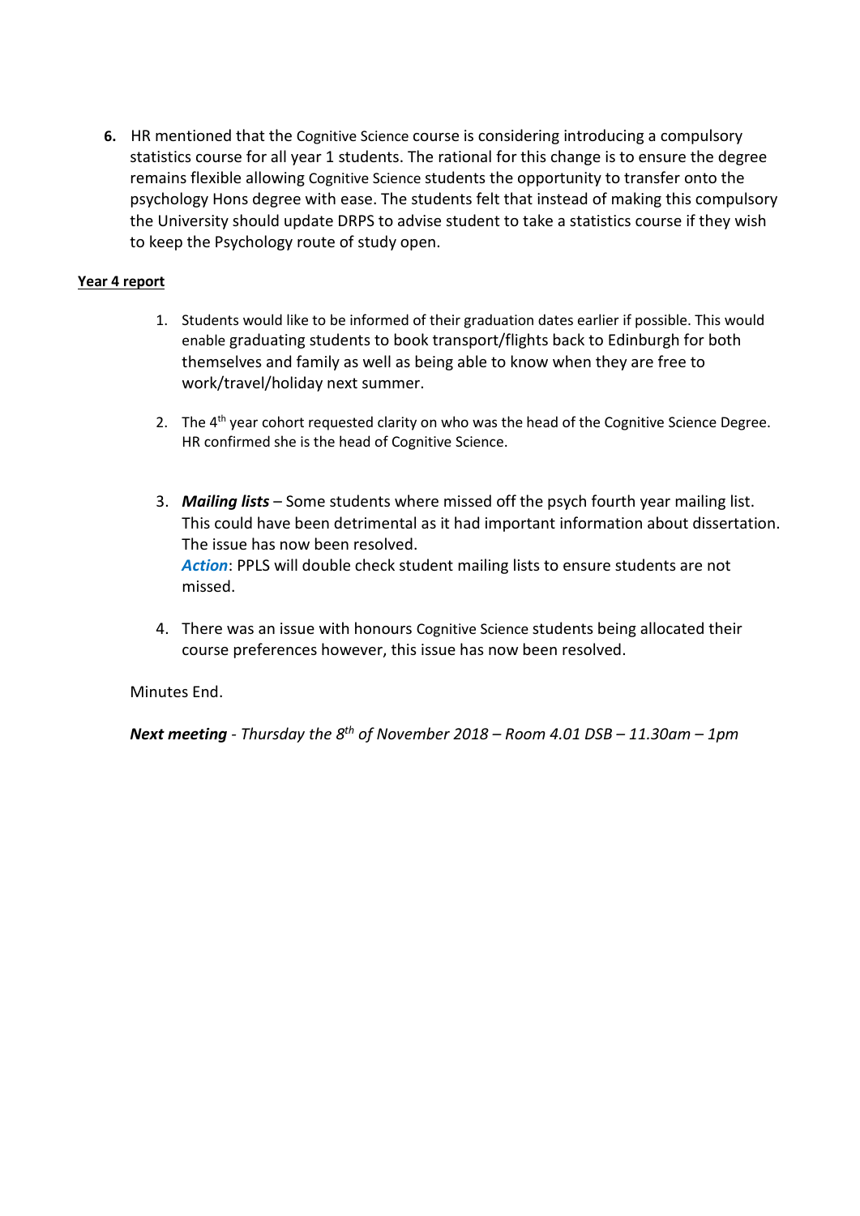6. HR mentioned that the Cognitive Science course is considering introducing a compulsory statistics course for all year 1 students. The rational for this change is to ensure the degree remains flexible allowing Cognitive Science students the opportunity to transfer onto the psychology Hons degree with ease. The students felt that instead of making this compulsory the University should update DRPS to advise student to take a statistics course if they wish to keep the Psychology route of study open.

**Year 4 report**

1. Students would like to be informed of their graduation dates earlier if possible. This would enable graduating students to book transport/flights back to Edinburgh for both themselves and family as well as being able to know when they are free to work/travel/holiday next summer.

2. The 4th year cohort requested clarity on who was the head of the Cognitive Science Degree. HR confirmed she is the head of Cognitive Science.

3. ***Mailing lists*** – Some students where missed off the psych fourth year mailing list. This could have been detrimental as it had important information about dissertation. The issue has now been resolved.
   ***Action***: PPLS will double check student mailing lists to ensure students are not missed.

4. There was an issue with honours Cognitive Science students being allocated their course preferences however, this issue has now been resolved.

Minutes End.

***Next meeting*** *- Thursday the 8th of November 2018 – Room 4.01 DSB – 11.30am – 1pm*